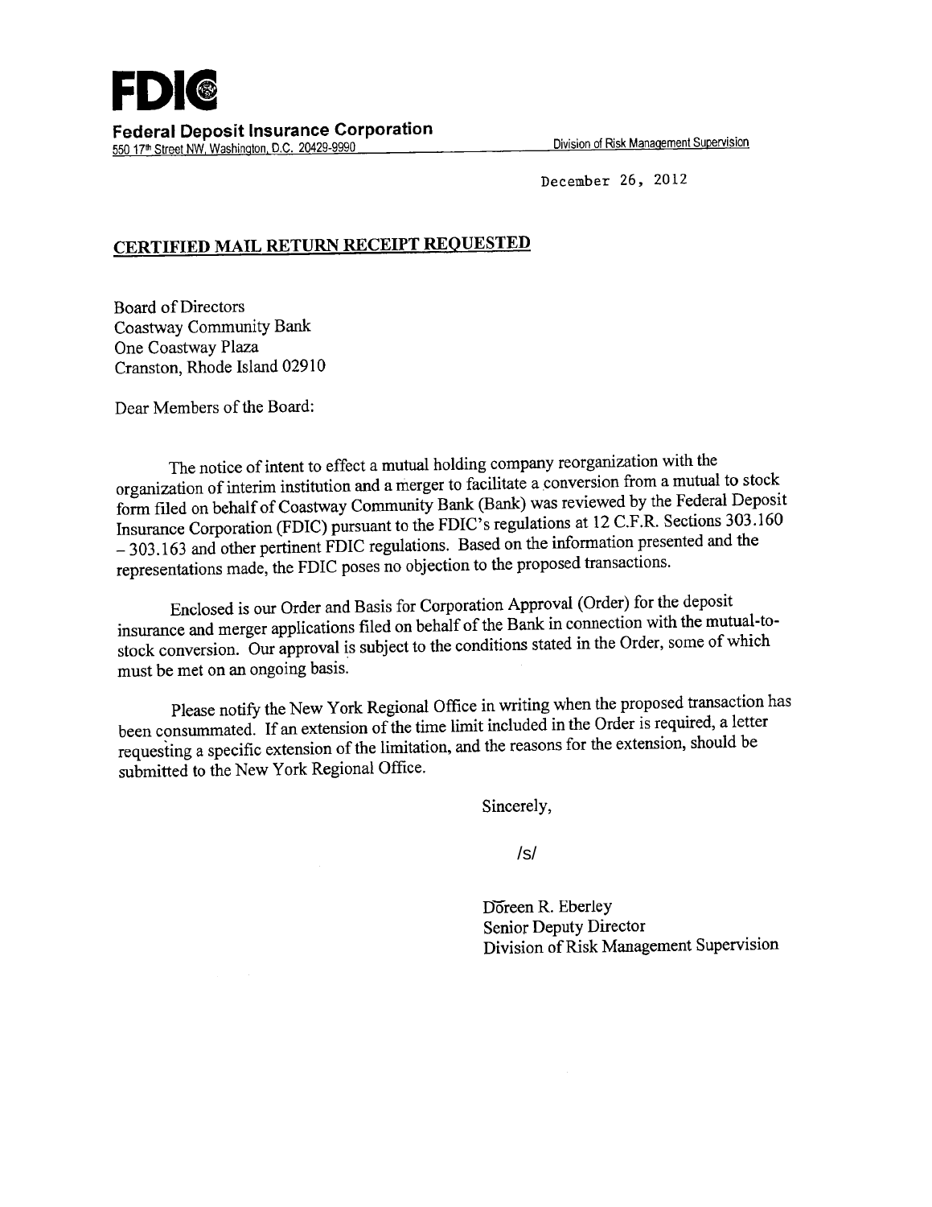**FDIC**

**Federal Deposit Insurance Corporation**
550 17th Street NW, Washington, D.C. 20429-9990

Division of Risk Management Supervision

December 26, 2012

**CERTIFIED MAIL RETURN RECEIPT REQUESTED**

Board of Directors
Coastway Community Bank
One Coastway Plaza
Cranston, Rhode Island 02910

Dear Members of the Board:

The notice of intent to effect a mutual holding company reorganization with the organization of interim institution and a merger to facilitate a conversion from a mutual to stock form filed on behalf of Coastway Community Bank (Bank) was reviewed by the Federal Deposit Insurance Corporation (FDIC) pursuant to the FDIC's regulations at 12 C.F.R. Sections 303.160 – 303.163 and other pertinent FDIC regulations. Based on the information presented and the representations made, the FDIC poses no objection to the proposed transactions.

Enclosed is our Order and Basis for Corporation Approval (Order) for the deposit insurance and merger applications filed on behalf of the Bank in connection with the mutual-to-stock conversion. Our approval is subject to the conditions stated in the Order, some of which must be met on an ongoing basis.

Please notify the New York Regional Office in writing when the proposed transaction has been consummated. If an extension of the time limit included in the Order is required, a letter requesting a specific extension of the limitation, and the reasons for the extension, should be submitted to the New York Regional Office.

Sincerely,

/s/

Doreen R. Eberley
Senior Deputy Director
Division of Risk Management Supervision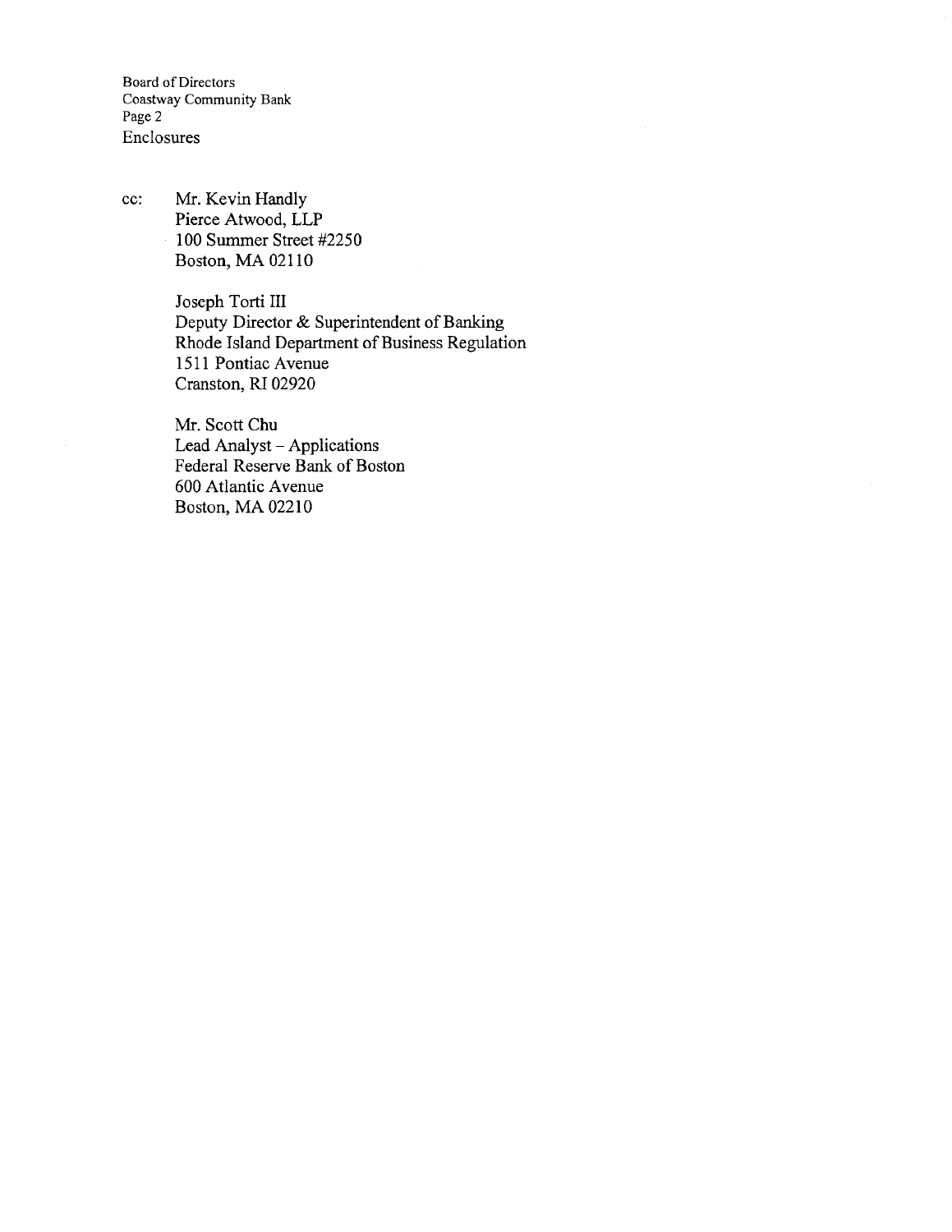Enclosures

cc: Mr. Kevin Handly
Pierce Atwood, LLP
100 Summer Street #2250
Boston, MA 02110

Joseph Torti III
Deputy Director & Superintendent of Banking
Rhode Island Department of Business Regulation
1511 Pontiac Avenue
Cranston, RI 02920

Mr. Scott Chu
Lead Analyst – Applications
Federal Reserve Bank of Boston
600 Atlantic Avenue
Boston, MA 02210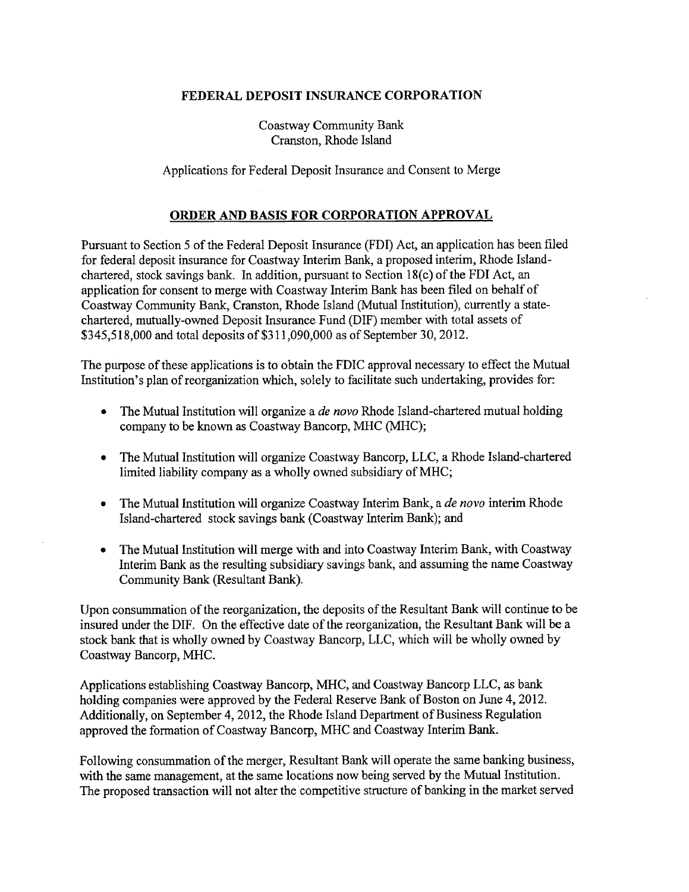**FEDERAL DEPOSIT INSURANCE CORPORATION**

Coastway Community Bank
Cranston, Rhode Island

Applications for Federal Deposit Insurance and Consent to Merge

## ORDER AND BASIS FOR CORPORATION APPROVAL

Pursuant to Section 5 of the Federal Deposit Insurance (FDI) Act, an application has been filed for federal deposit insurance for Coastway Interim Bank, a proposed interim, Rhode Island-chartered, stock savings bank. In addition, pursuant to Section 18(c) of the FDI Act, an application for consent to merge with Coastway Interim Bank has been filed on behalf of Coastway Community Bank, Cranston, Rhode Island (Mutual Institution), currently a state-chartered, mutually-owned Deposit Insurance Fund (DIF) member with total assets of $345,518,000 and total deposits of $311,090,000 as of September 30, 2012.

The purpose of these applications is to obtain the FDIC approval necessary to effect the Mutual Institution's plan of reorganization which, solely to facilitate such undertaking, provides for:

- The Mutual Institution will organize a *de novo* Rhode Island-chartered mutual holding company to be known as Coastway Bancorp, MHC (MHC);
- The Mutual Institution will organize Coastway Bancorp, LLC, a Rhode Island-chartered limited liability company as a wholly owned subsidiary of MHC;
- The Mutual Institution will organize Coastway Interim Bank, a *de novo* interim Rhode Island-chartered stock savings bank (Coastway Interim Bank); and
- The Mutual Institution will merge with and into Coastway Interim Bank, with Coastway Interim Bank as the resulting subsidiary savings bank, and assuming the name Coastway Community Bank (Resultant Bank).

Upon consummation of the reorganization, the deposits of the Resultant Bank will continue to be insured under the DIF. On the effective date of the reorganization, the Resultant Bank will be a stock bank that is wholly owned by Coastway Bancorp, LLC, which will be wholly owned by Coastway Bancorp, MHC.

Applications establishing Coastway Bancorp, MHC, and Coastway Bancorp LLC, as bank holding companies were approved by the Federal Reserve Bank of Boston on June 4, 2012. Additionally, on September 4, 2012, the Rhode Island Department of Business Regulation approved the formation of Coastway Bancorp, MHC and Coastway Interim Bank.

Following consummation of the merger, Resultant Bank will operate the same banking business, with the same management, at the same locations now being served by the Mutual Institution. The proposed transaction will not alter the competitive structure of banking in the market served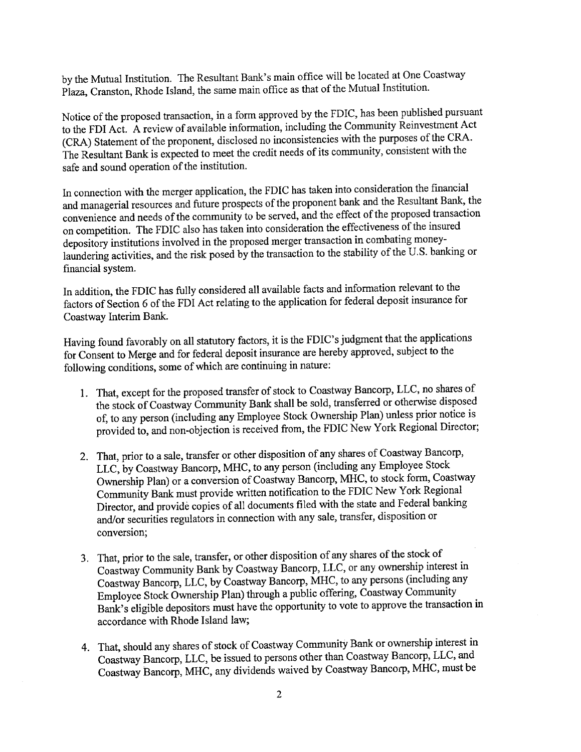by the Mutual Institution. The Resultant Bank's main office will be located at One Coastway Plaza, Cranston, Rhode Island, the same main office as that of the Mutual Institution.

Notice of the proposed transaction, in a form approved by the FDIC, has been published pursuant to the FDI Act. A review of available information, including the Community Reinvestment Act (CRA) Statement of the proponent, disclosed no inconsistencies with the purposes of the CRA. The Resultant Bank is expected to meet the credit needs of its community, consistent with the safe and sound operation of the institution.

In connection with the merger application, the FDIC has taken into consideration the financial and managerial resources and future prospects of the proponent bank and the Resultant Bank, the convenience and needs of the community to be served, and the effect of the proposed transaction on competition. The FDIC also has taken into consideration the effectiveness of the insured depository institutions involved in the proposed merger transaction in combating money-laundering activities, and the risk posed by the transaction to the stability of the U.S. banking or financial system.

In addition, the FDIC has fully considered all available facts and information relevant to the factors of Section 6 of the FDI Act relating to the application for federal deposit insurance for Coastway Interim Bank.

Having found favorably on all statutory factors, it is the FDIC's judgment that the applications for Consent to Merge and for federal deposit insurance are hereby approved, subject to the following conditions, some of which are continuing in nature:

1. That, except for the proposed transfer of stock to Coastway Bancorp, LLC, no shares of the stock of Coastway Community Bank shall be sold, transferred or otherwise disposed of, to any person (including any Employee Stock Ownership Plan) unless prior notice is provided to, and non-objection is received from, the FDIC New York Regional Director;

2. That, prior to a sale, transfer or other disposition of any shares of Coastway Bancorp, LLC, by Coastway Bancorp, MHC, to any person (including any Employee Stock Ownership Plan) or a conversion of Coastway Bancorp, MHC, to stock form, Coastway Community Bank must provide written notification to the FDIC New York Regional Director, and provide copies of all documents filed with the state and Federal banking and/or securities regulators in connection with any sale, transfer, disposition or conversion;

3. That, prior to the sale, transfer, or other disposition of any shares of the stock of Coastway Community Bank by Coastway Bancorp, LLC, or any ownership interest in Coastway Bancorp, LLC, by Coastway Bancorp, MHC, to any persons (including any Employee Stock Ownership Plan) through a public offering, Coastway Community Bank's eligible depositors must have the opportunity to vote to approve the transaction in accordance with Rhode Island law;

4. That, should any shares of stock of Coastway Community Bank or ownership interest in Coastway Bancorp, LLC, be issued to persons other than Coastway Bancorp, LLC, and Coastway Bancorp, MHC, any dividends waived by Coastway Bancorp, MHC, must be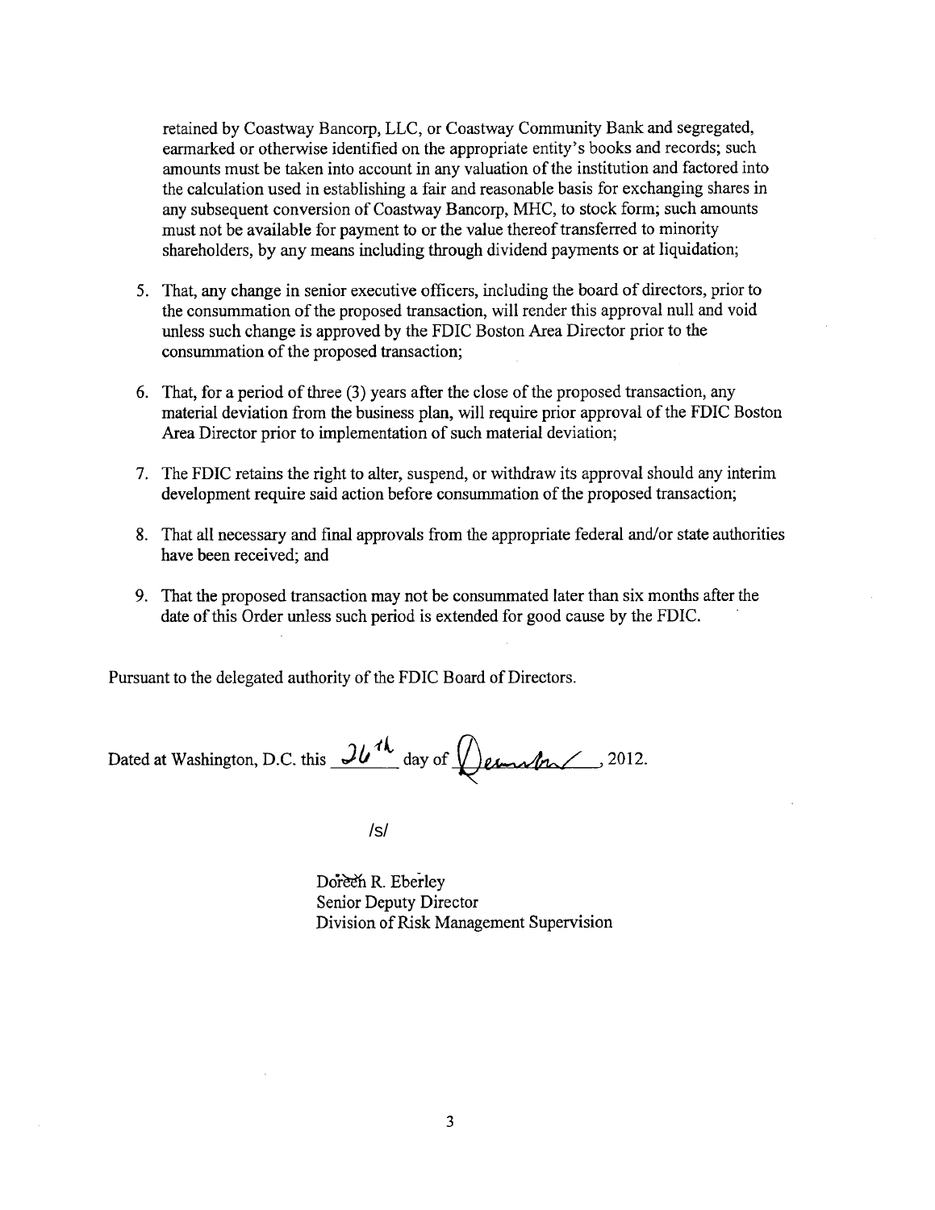retained by Coastway Bancorp, LLC, or Coastway Community Bank and segregated, earmarked or otherwise identified on the appropriate entity's books and records; such amounts must be taken into account in any valuation of the institution and factored into the calculation used in establishing a fair and reasonable basis for exchanging shares in any subsequent conversion of Coastway Bancorp, MHC, to stock form; such amounts must not be available for payment to or the value thereof transferred to minority shareholders, by any means including through dividend payments or at liquidation;

5. That, any change in senior executive officers, including the board of directors, prior to the consummation of the proposed transaction, will render this approval null and void unless such change is approved by the FDIC Boston Area Director prior to the consummation of the proposed transaction;

6. That, for a period of three (3) years after the close of the proposed transaction, any material deviation from the business plan, will require prior approval of the FDIC Boston Area Director prior to implementation of such material deviation;

7. The FDIC retains the right to alter, suspend, or withdraw its approval should any interim development require said action before consummation of the proposed transaction;

8. That all necessary and final approvals from the appropriate federal and/or state authorities have been received; and

9. That the proposed transaction may not be consummated later than six months after the date of this Order unless such period is extended for good cause by the FDIC.

Pursuant to the delegated authority of the FDIC Board of Directors.

Dated at Washington, D.C. this 26th day of December, 2012.

/s/

Doreen R. Eberley
Senior Deputy Director
Division of Risk Management Supervision